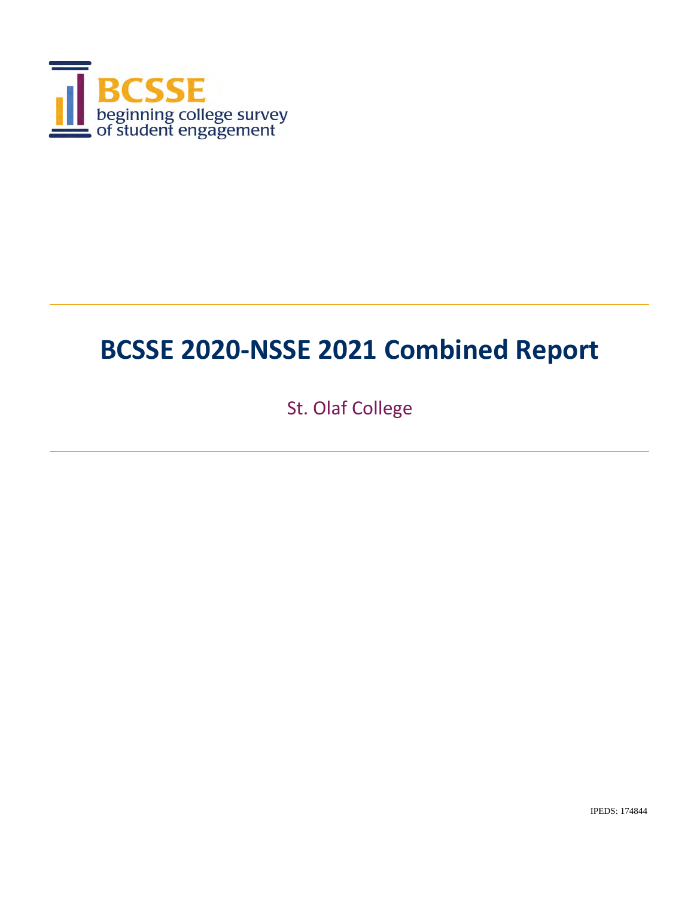BCSSE

beginning college survey of student engagement

# BCSSE 2020-NSSE 2021 Combined Report

St. Olaf College

IPEDS: 174844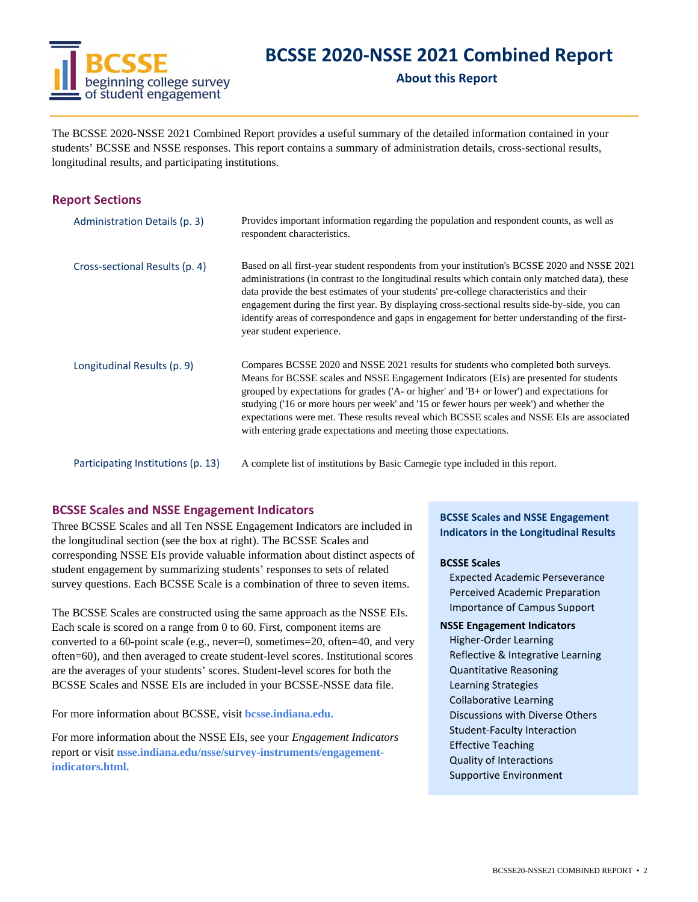# BCSSE 2020-NSSE 2021 Combined Report

## About this Report

The BCSSE 2020-NSSE 2021 Combined Report provides a useful summary of the detailed information contained in your students' BCSSE and NSSE responses. This report contains a summary of administration details, cross-sectional results, longitudinal results, and participating institutions.

## Report Sections

**Administration Details (p. 3)** — Provides important information regarding the population and respondent counts, as well as respondent characteristics.

**Cross-sectional Results (p. 4)** — Based on all first-year student respondents from your institution's BCSSE 2020 and NSSE 2021 administrations (in contrast to the longitudinal results which contain only matched data), these data provide the best estimates of your students' pre-college characteristics and their engagement during the first year. By displaying cross-sectional results side-by-side, you can identify areas of correspondence and gaps in engagement for better understanding of the first-year student experience.

**Longitudinal Results (p. 9)** — Compares BCSSE 2020 and NSSE 2021 results for students who completed both surveys. Means for BCSSE scales and NSSE Engagement Indicators (EIs) are presented for students grouped by expectations for grades ('A- or higher' and 'B+ or lower') and expectations for studying ('16 or more hours per week' and '15 or fewer hours per week') and whether the expectations were met. These results reveal which BCSSE scales and NSSE EIs are associated with entering grade expectations and meeting those expectations.

**Participating Institutions (p. 13)** — A complete list of institutions by Basic Carnegie type included in this report.

## BCSSE Scales and NSSE Engagement Indicators

Three BCSSE Scales and all Ten NSSE Engagement Indicators are included in the longitudinal section (see the box at right). The BCSSE Scales and corresponding NSSE EIs provide valuable information about distinct aspects of student engagement by summarizing students' responses to sets of related survey questions. Each BCSSE Scale is a combination of three to seven items.

The BCSSE Scales are constructed using the same approach as the NSSE EIs. Each scale is scored on a range from 0 to 60. First, component items are converted to a 60-point scale (e.g., never=0, sometimes=20, often=40, and very often=60), and then averaged to create student-level scores. Institutional scores are the averages of your students' scores. Student-level scores for both the BCSSE Scales and NSSE EIs are included in your BCSSE-NSSE data file.

For more information about BCSSE, visit **bcsse.indiana.edu.**

For more information about the NSSE EIs, see your *Engagement Indicators* report or visit **nsse.indiana.edu/nsse/survey-instruments/engagement-indicators.html.**

### BCSSE Scales and NSSE Engagement Indicators in the Longitudinal Results

**BCSSE Scales**
- Expected Academic Perseverance
- Perceived Academic Preparation
- Importance of Campus Support

**NSSE Engagement Indicators**
- Higher-Order Learning
- Reflective & Integrative Learning
- Quantitative Reasoning
- Learning Strategies
- Collaborative Learning
- Discussions with Diverse Others
- Student-Faculty Interaction
- Effective Teaching
- Quality of Interactions
- Supportive Environment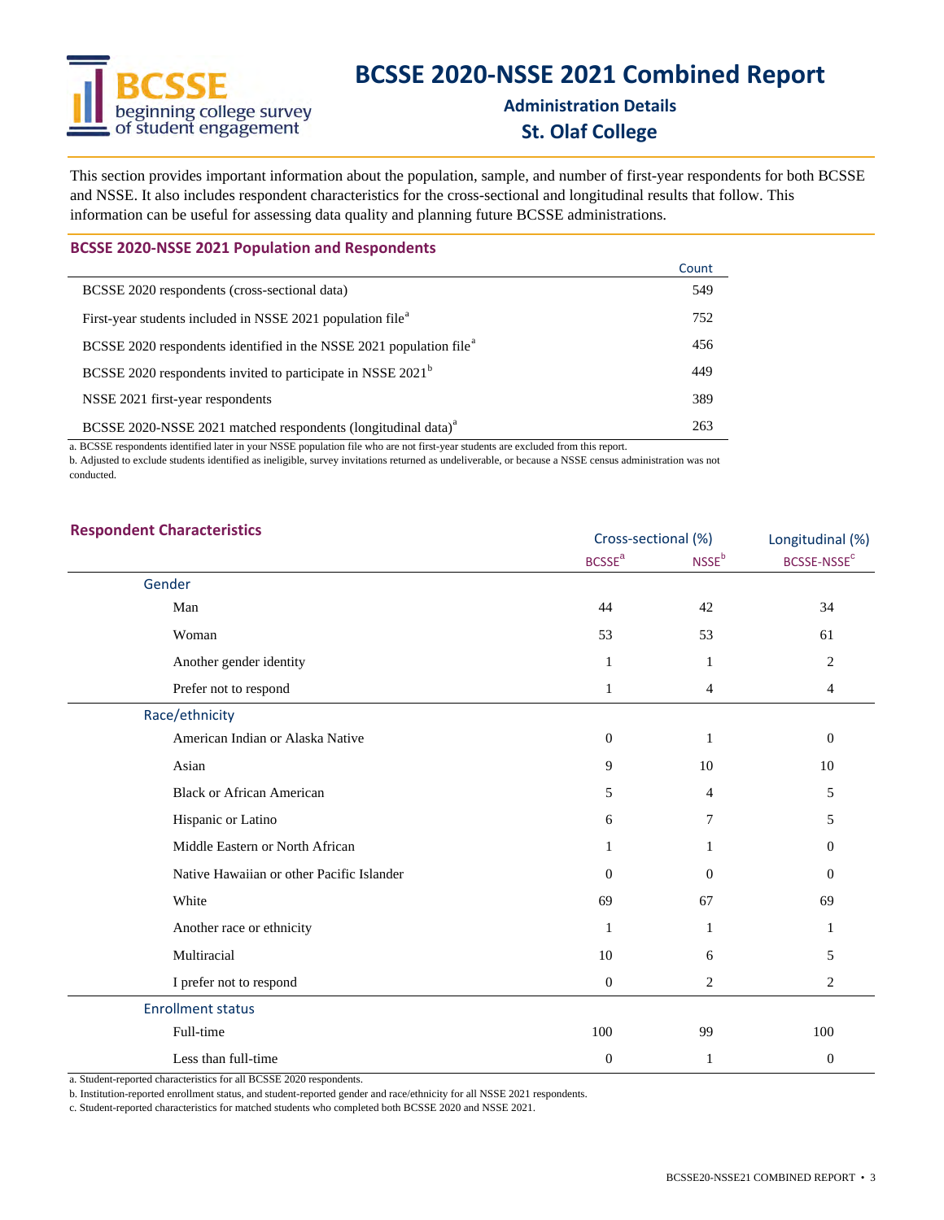# BCSSE 2020-NSSE 2021 Combined Report

## Administration Details

## St. Olaf College

This section provides important information about the population, sample, and number of first-year respondents for both BCSSE and NSSE. It also includes respondent characteristics for the cross-sectional and longitudinal results that follow. This information can be useful for assessing data quality and planning future BCSSE administrations.

### BCSSE 2020-NSSE 2021 Population and Respondents

| | Count |
|---|---|
| BCSSE 2020 respondents (cross-sectional data) | 549 |
| First-year students included in NSSE 2021 population file[a] | 752 |
| BCSSE 2020 respondents identified in the NSSE 2021 population file[a] | 456 |
| BCSSE 2020 respondents invited to participate in NSSE 2021[b] | 449 |
| NSSE 2021 first-year respondents | 389 |
| BCSSE 2020-NSSE 2021 matched respondents (longitudinal data)[a] | 263 |

a. BCSSE respondents identified later in your NSSE population file who are not first-year students are excluded from this report.

b. Adjusted to exclude students identified as ineligible, survey invitations returned as undeliverable, or because a NSSE census administration was not conducted.

### Respondent Characteristics

| | Cross-sectional (%) | | Longitudinal (%) |
|---|---|---|---|
| | BCSSE[a] | NSSE[b] | BCSSE-NSSE[c] |
| **Gender** | | | |
| Man | 44 | 42 | 34 |
| Woman | 53 | 53 | 61 |
| Another gender identity | 1 | 1 | 2 |
| Prefer not to respond | 1 | 4 | 4 |
| **Race/ethnicity** | | | |
| American Indian or Alaska Native | 0 | 1 | 0 |
| Asian | 9 | 10 | 10 |
| Black or African American | 5 | 4 | 5 |
| Hispanic or Latino | 6 | 7 | 5 |
| Middle Eastern or North African | 1 | 1 | 0 |
| Native Hawaiian or other Pacific Islander | 0 | 0 | 0 |
| White | 69 | 67 | 69 |
| Another race or ethnicity | 1 | 1 | 1 |
| Multiracial | 10 | 6 | 5 |
| I prefer not to respond | 0 | 2 | 2 |
| **Enrollment status** | | | |
| Full-time | 100 | 99 | 100 |
| Less than full-time | 0 | 1 | 0 |

a. Student-reported characteristics for all BCSSE 2020 respondents.

b. Institution-reported enrollment status, and student-reported gender and race/ethnicity for all NSSE 2021 respondents.

c. Student-reported characteristics for matched students who completed both BCSSE 2020 and NSSE 2021.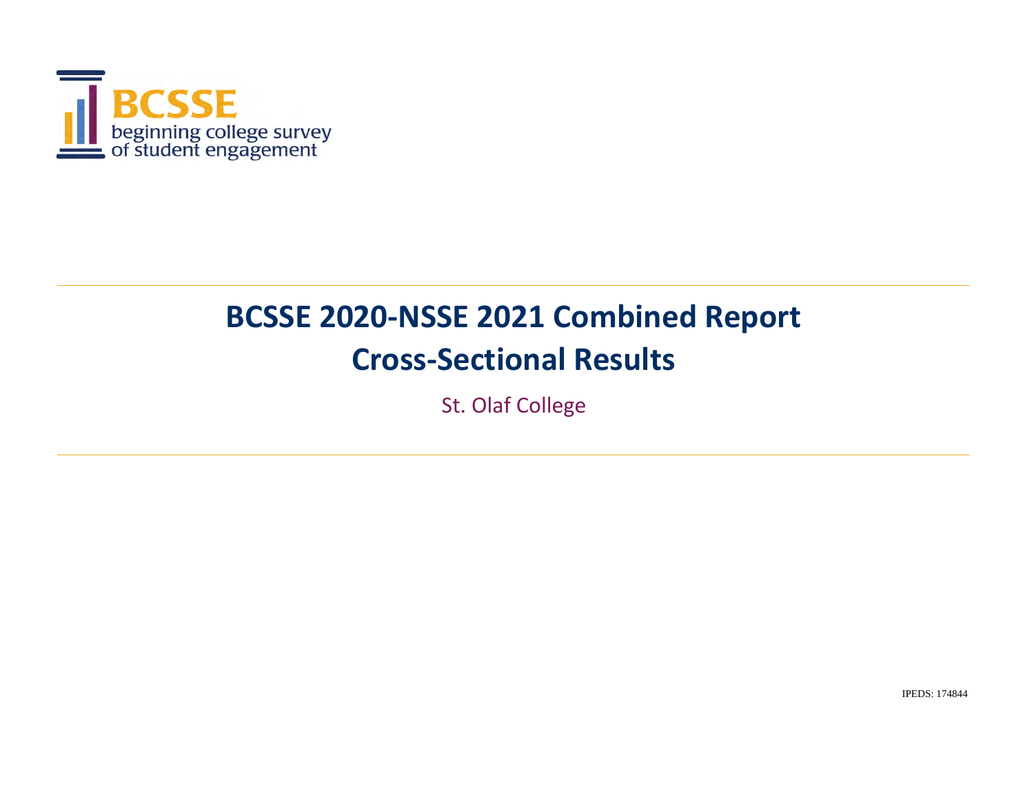BCSSE

beginning college survey of student engagement

# BCSSE 2020-NSSE 2021 Combined Report

# Cross-Sectional Results

St. Olaf College

IPEDS: 174844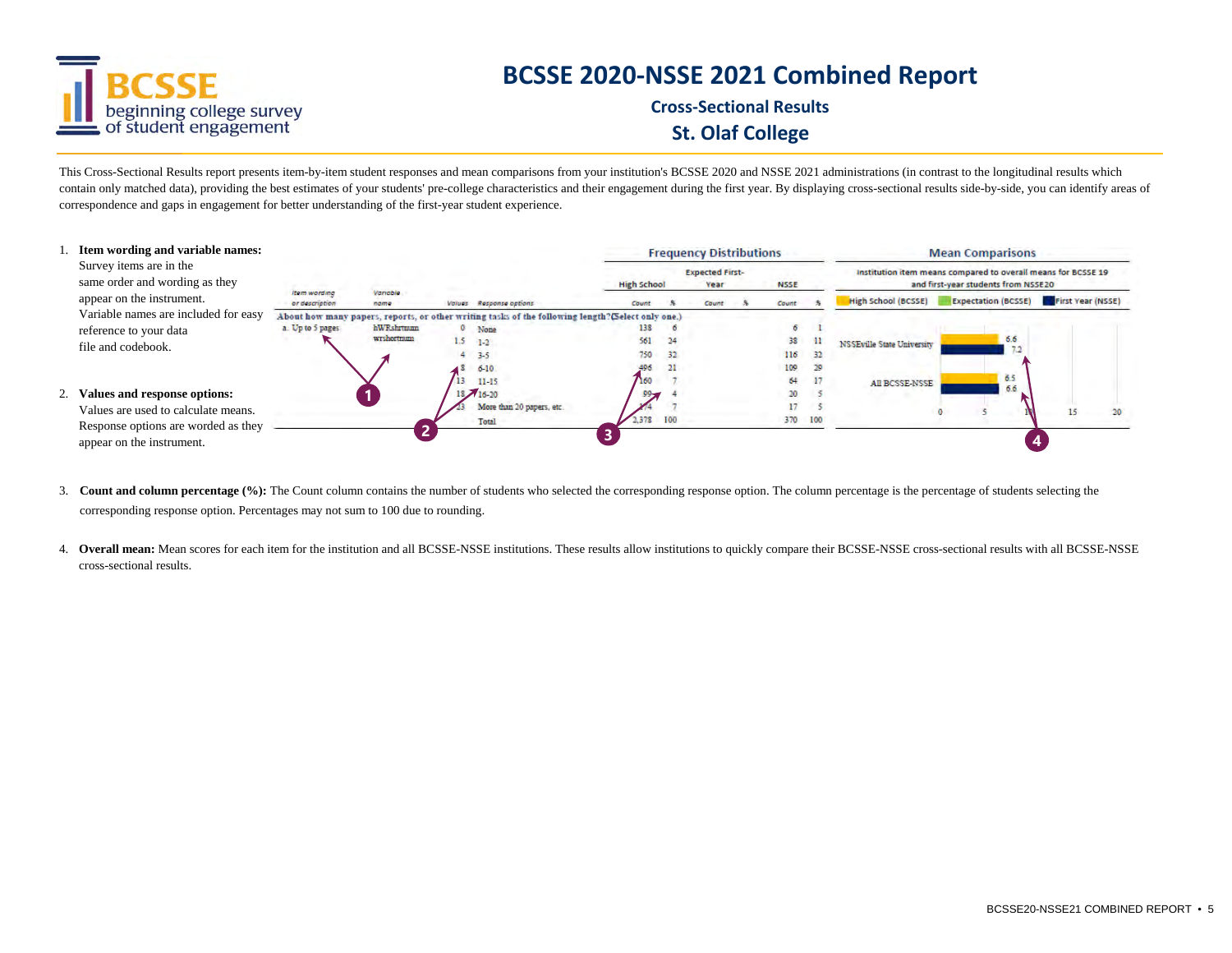# BCSSE 2020-NSSE 2021 Combined Report

## Cross-Sectional Results

## St. Olaf College

This Cross-Sectional Results report presents item-by-item student responses and mean comparisons from your institution's BCSSE 2020 and NSSE 2021 administrations (in contrast to the longitudinal results which contain only matched data), providing the best estimates of your students' pre-college characteristics and their engagement during the first year. By displaying cross-sectional results side-by-side, you can identify areas of correspondence and gaps in engagement for better understanding of the first-year student experience.

1. **Item wording and variable names:** Survey items are in the same order and wording as they appear on the instrument. Variable names are included for easy reference to your data file and codebook.

2. **Values and response options:** Values are used to calculate means. Response options are worded as they appear on the instrument.

| | | | | Frequency Distributions | | | | | |
|---|---|---|---|---|---|---|---|---|---|
| | | | | High School | | Expected First-Year | | NSSE | |
| Item wording or description | Variable name | Values | Response options | Count | % | Count | % | Count | % |
| About how many papers, reports, or other writing tasks of the following length? (Select only one.) | | | | | | | | | |
| a. Up to 5 pages | hWRshrtnum / wrshortnum | 0 | None | 138 | 6 | | | 6 | 1 |
| | | 1.5 | 1-2 | 561 | 24 | | | 38 | 11 |
| | | 4 | 3-5 | 750 | 32 | | | 116 | 32 |
| | | 8 | 6-10 | 496 | 21 | | | 109 | 29 |
| | | 13 | 11-15 | 160 | 7 | | | 64 | 17 |
| | | 18 | 16-20 | 99 | 4 | | | 20 | 5 |
| | | 23 | More than 20 papers, etc. | 174 | 7 | | | 17 | 5 |
| | | | Total | 2,378 | 100 | | | 370 | 100 |

**Mean Comparisons**

Institution item means compared to overall means for BCSSE 19 and first-year students from NSSE20

Legend: High School (BCSSE), Expectation (BCSSE), First Year (NSSE)

| | High School (BCSSE) | First Year (NSSE) |
|---|---|---|
| NSSEville State University | 6.6 | 7.2 |
| All BCSSE-NSSE | 6.5 | 6.6 |

3. **Count and column percentage (%):** The Count column contains the number of students who selected the corresponding response option. The column percentage is the percentage of students selecting the corresponding response option. Percentages may not sum to 100 due to rounding.

4. **Overall mean:** Mean scores for each item for the institution and all BCSSE-NSSE institutions. These results allow institutions to quickly compare their BCSSE-NSSE cross-sectional results with all BCSSE-NSSE cross-sectional results.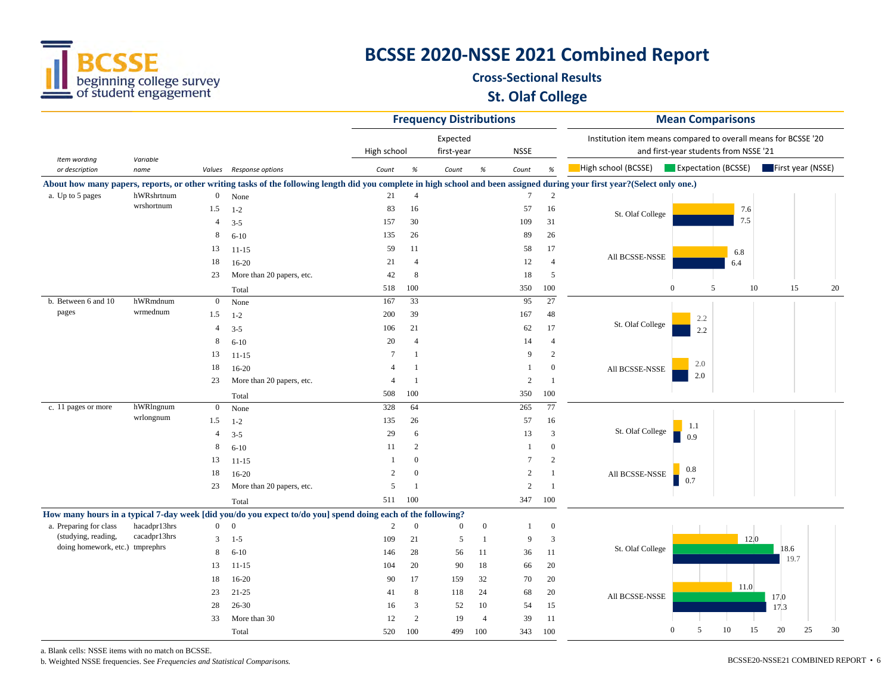# BCSSE 2020-NSSE 2021 Combined Report

## Cross-Sectional Results

## St. Olaf College

| Item wording or description | Variable name | Values | Response options | High school Count | High school % | Expected first-year Count | Expected first-year % | NSSE Count | NSSE % |
|---|---|---|---|---|---|---|---|---|---|
| **About how many papers, reports, or other writing tasks of the following length did you complete in high school and been assigned during your first year?(Select only one.)** | | | | | | | | | |
| a. Up to 5 pages | hWRshrtnum wrshortnum | 0 | None | 21 | 4 | | | 7 | 2 |
| | | 1.5 | 1-2 | 83 | 16 | | | 57 | 16 |
| | | 4 | 3-5 | 157 | 30 | | | 109 | 31 |
| | | 8 | 6-10 | 135 | 26 | | | 89 | 26 |
| | | 13 | 11-15 | 59 | 11 | | | 58 | 17 |
| | | 18 | 16-20 | 21 | 4 | | | 12 | 4 |
| | | 23 | More than 20 papers, etc. | 42 | 8 | | | 18 | 5 |
| | | | Total | 518 | 100 | | | 350 | 100 |
| b. Between 6 and 10 pages | hWRmdnum wrmednum | 0 | None | 167 | 33 | | | 95 | 27 |
| | | 1.5 | 1-2 | 200 | 39 | | | 167 | 48 |
| | | 4 | 3-5 | 106 | 21 | | | 62 | 17 |
| | | 8 | 6-10 | 20 | 4 | | | 14 | 4 |
| | | 13 | 11-15 | 7 | 1 | | | 9 | 2 |
| | | 18 | 16-20 | 4 | 1 | | | 1 | 0 |
| | | 23 | More than 20 papers, etc. | 4 | 1 | | | 2 | 1 |
| | | | Total | 508 | 100 | | | 350 | 100 |
| c. 11 pages or more | hWRlngnum wrlongnum | 0 | None | 328 | 64 | | | 265 | 77 |
| | | 1.5 | 1-2 | 135 | 26 | | | 57 | 16 |
| | | 4 | 3-5 | 29 | 6 | | | 13 | 3 |
| | | 8 | 6-10 | 11 | 2 | | | 1 | 0 |
| | | 13 | 11-15 | 1 | 0 | | | 7 | 2 |
| | | 18 | 16-20 | 2 | 0 | | | 2 | 1 |
| | | 23 | More than 20 papers, etc. | 5 | 1 | | | 2 | 1 |
| | | | Total | 511 | 100 | | | 347 | 100 |
| **How many hours in a typical 7-day week [did you/do you expect to/do you] spend doing each of the following?** | | | | | | | | | |
| a. Preparing for class (studying, reading, doing homework, etc.) | hacadpr13hrs cacadpr13hrs tmprephrs | 0 | 0 | 2 | 0 | 0 | 0 | 1 | 0 |
| | | 3 | 1-5 | 109 | 21 | 5 | 1 | 9 | 3 |
| | | 8 | 6-10 | 146 | 28 | 56 | 11 | 36 | 11 |
| | | 13 | 11-15 | 104 | 20 | 90 | 18 | 66 | 20 |
| | | 18 | 16-20 | 90 | 17 | 159 | 32 | 70 | 20 |
| | | 23 | 21-25 | 41 | 8 | 118 | 24 | 68 | 20 |
| | | 28 | 26-30 | 16 | 3 | 52 | 10 | 54 | 15 |
| | | 33 | More than 30 | 12 | 2 | 19 | 4 | 39 | 11 |
| | | | Total | 520 | 100 | 499 | 100 | 343 | 100 |

**Mean Comparisons**

Institution item means compared to overall means for BCSSE '20 and first-year students from NSSE '21

| Item | Group | High school (BCSSE) | Expectation (BCSSE) | First year (NSSE) |
|---|---|---|---|---|
| a. Up to 5 pages | St. Olaf College | 7.6 | | 7.5 |
| | All BCSSE-NSSE | 6.8 | | 6.4 |
| b. Between 6 and 10 pages | St. Olaf College | 2.2 | | 2.2 |
| | All BCSSE-NSSE | 2.0 | | 2.0 |
| c. 11 pages or more | St. Olaf College | 1.1 | | 0.9 |
| | All BCSSE-NSSE | 0.8 | | 0.7 |
| a. Preparing for class | St. Olaf College | 12.0 | 18.6 | 19.7 |
| | All BCSSE-NSSE | 11.0 | 17.0 | 17.3 |

a. Blank cells: NSSE items with no match on BCSSE.

b. Weighted NSSE frequencies. See *Frequencies and Statistical Comparisons.*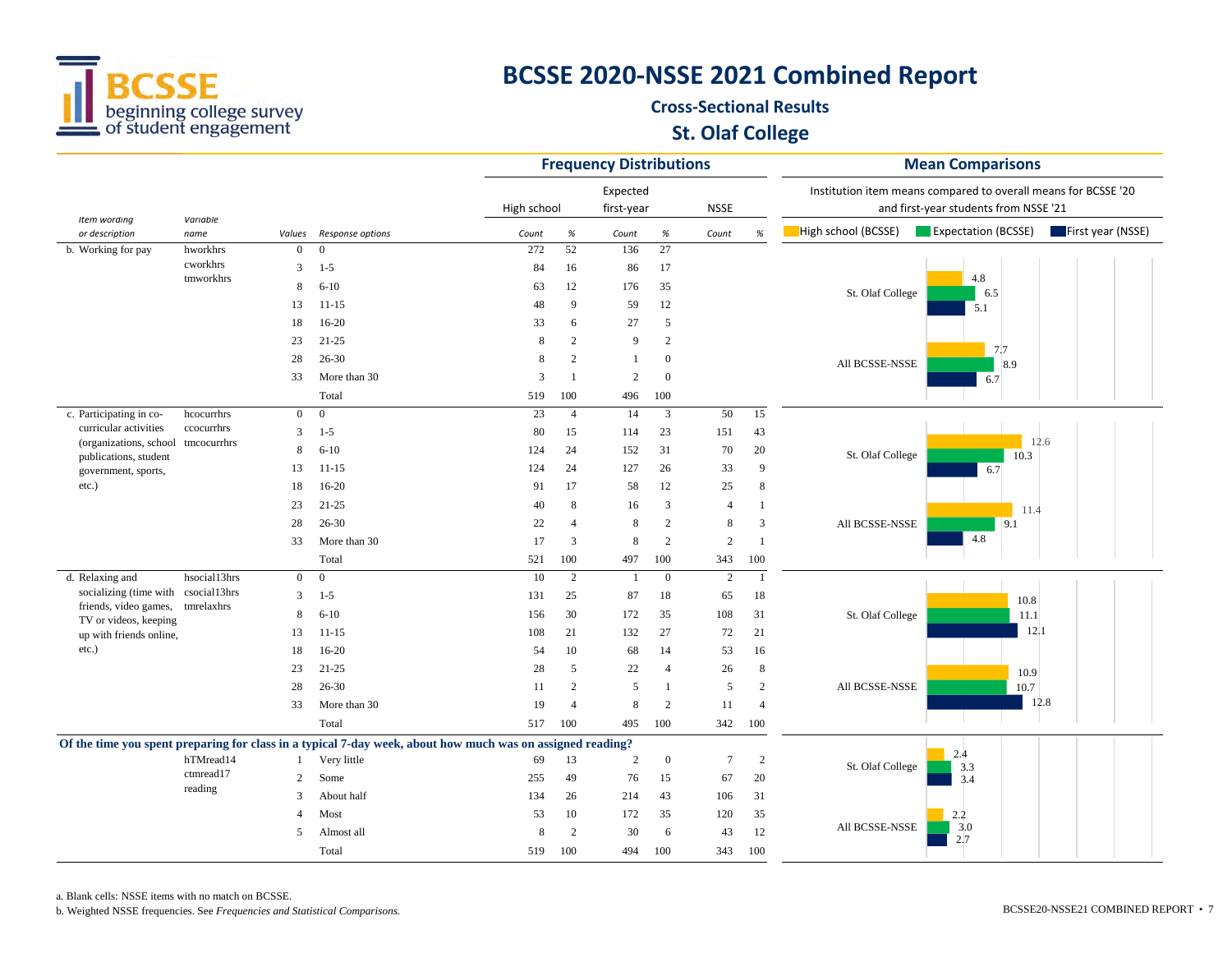# BCSSE 2020-NSSE 2021 Combined Report

## Cross-Sectional Results

## St. Olaf College

| | | | | Frequency Distributions | | | | | | Mean Comparisons | |
|---|---|---|---|---|---|---|---|---|---|---|---|
| | | | | High school | | Expected first-year | | NSSE | | Institution item means compared to overall means for BCSSE '20 and first-year students from NSSE '21 | |
| *Item wording or description* | *Variable name* | *Values* | *Response options* | *Count* | *%* | *Count* | *%* | *Count* | *%* | High school (BCSSE) / Expectation (BCSSE) / First year (NSSE) | |
| b. Working for pay | hworkhrs cworkhrs tmworkhrs | 0 | 0 | 272 | 52 | 136 | 27 | | | St. Olaf College | 4.8 / 6.5 / 5.1 |
| | | 3 | 1-5 | 84 | 16 | 86 | 17 | | | All BCSSE-NSSE | 7.7 / 8.9 / 6.7 |
| | | 8 | 6-10 | 63 | 12 | 176 | 35 | | | | |
| | | 13 | 11-15 | 48 | 9 | 59 | 12 | | | | |
| | | 18 | 16-20 | 33 | 6 | 27 | 5 | | | | |
| | | 23 | 21-25 | 8 | 2 | 9 | 2 | | | | |
| | | 28 | 26-30 | 8 | 2 | 1 | 0 | | | | |
| | | 33 | More than 30 | 3 | 1 | 2 | 0 | | | | |
| | | | Total | 519 | 100 | 496 | 100 | | | | |
| c. Participating in co-curricular activities (organizations, school publications, student government, sports, etc.) | hcocurrhrs ccocurrhrs tmcocurrhrs | 0 | 0 | 23 | 4 | 14 | 3 | 50 | 15 | St. Olaf College | 12.6 / 10.3 / 6.7 |
| | | 3 | 1-5 | 80 | 15 | 114 | 23 | 151 | 43 | All BCSSE-NSSE | 11.4 / 9.1 / 4.8 |
| | | 8 | 6-10 | 124 | 24 | 152 | 31 | 70 | 20 | | |
| | | 13 | 11-15 | 124 | 24 | 127 | 26 | 33 | 9 | | |
| | | 18 | 16-20 | 91 | 17 | 58 | 12 | 25 | 8 | | |
| | | 23 | 21-25 | 40 | 8 | 16 | 3 | 4 | 1 | | |
| | | 28 | 26-30 | 22 | 4 | 8 | 2 | 8 | 3 | | |
| | | 33 | More than 30 | 17 | 3 | 8 | 2 | 2 | 1 | | |
| | | | Total | 521 | 100 | 497 | 100 | 343 | 100 | | |
| d. Relaxing and socializing (time with friends, video games, TV or videos, keeping up with friends online, etc.) | hsocial13hrs csocial13hrs tmrelaxhrs | 0 | 0 | 10 | 2 | 1 | 0 | 2 | 1 | St. Olaf College | 10.8 / 11.1 / 12.1 |
| | | 3 | 1-5 | 131 | 25 | 87 | 18 | 65 | 18 | All BCSSE-NSSE | 10.9 / 10.7 / 12.8 |
| | | 8 | 6-10 | 156 | 30 | 172 | 35 | 108 | 31 | | |
| | | 13 | 11-15 | 108 | 21 | 132 | 27 | 72 | 21 | | |
| | | 18 | 16-20 | 54 | 10 | 68 | 14 | 53 | 16 | | |
| | | 23 | 21-25 | 28 | 5 | 22 | 4 | 26 | 8 | | |
| | | 28 | 26-30 | 11 | 2 | 5 | 1 | 5 | 2 | | |
| | | 33 | More than 30 | 19 | 4 | 8 | 2 | 11 | 4 | | |
| | | | Total | 517 | 100 | 495 | 100 | 342 | 100 | | |
| **Of the time you spent preparing for class in a typical 7-day week, about how much was on assigned reading?** | | | | | | | | | | | |
| | hTMread14 ctmread17 reading | 1 | Very little | 69 | 13 | 2 | 0 | 7 | 2 | St. Olaf College | 2.4 / 3.3 / 3.4 |
| | | 2 | Some | 255 | 49 | 76 | 15 | 67 | 20 | All BCSSE-NSSE | 2.2 / 3.0 / 2.7 |
| | | 3 | About half | 134 | 26 | 214 | 43 | 106 | 31 | | |
| | | 4 | Most | 53 | 10 | 172 | 35 | 120 | 35 | | |
| | | 5 | Almost all | 8 | 2 | 30 | 6 | 43 | 12 | | |
| | | | Total | 519 | 100 | 494 | 100 | 343 | 100 | | |

a. Blank cells: NSSE items with no match on BCSSE.

b. Weighted NSSE frequencies. See *Frequencies and Statistical Comparisons.*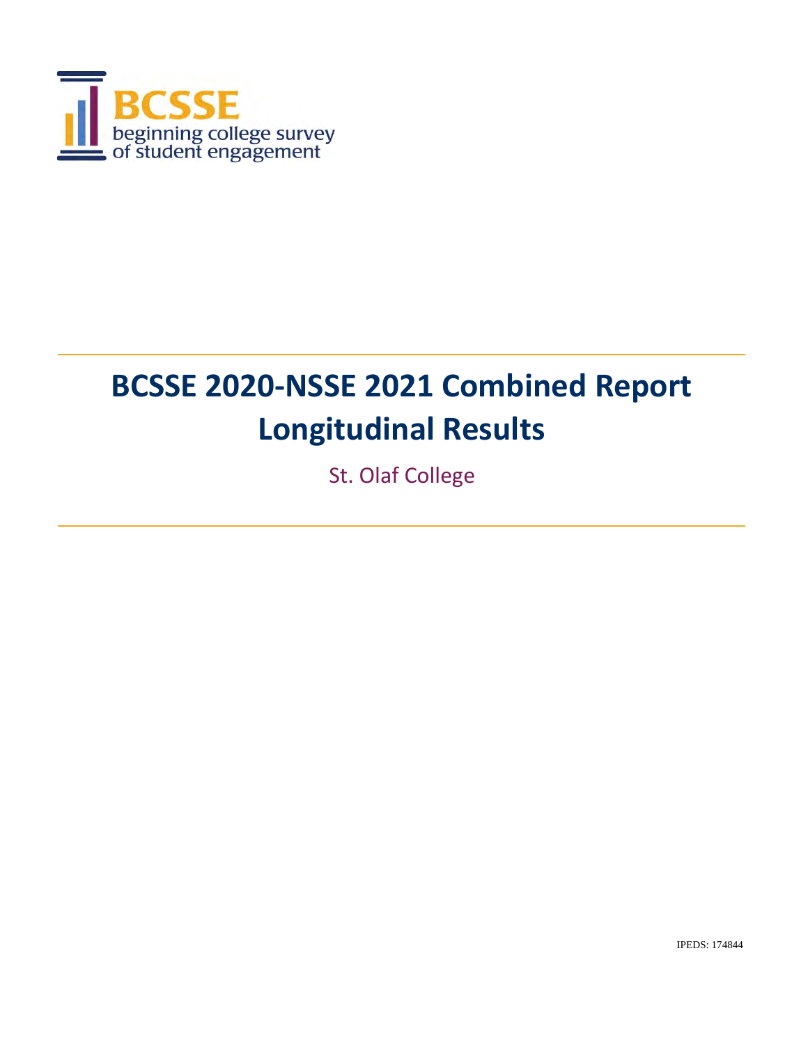BCSSE
beginning college survey
of student engagement

# BCSSE 2020-NSSE 2021 Combined Report
# Longitudinal Results

St. Olaf College

IPEDS: 174844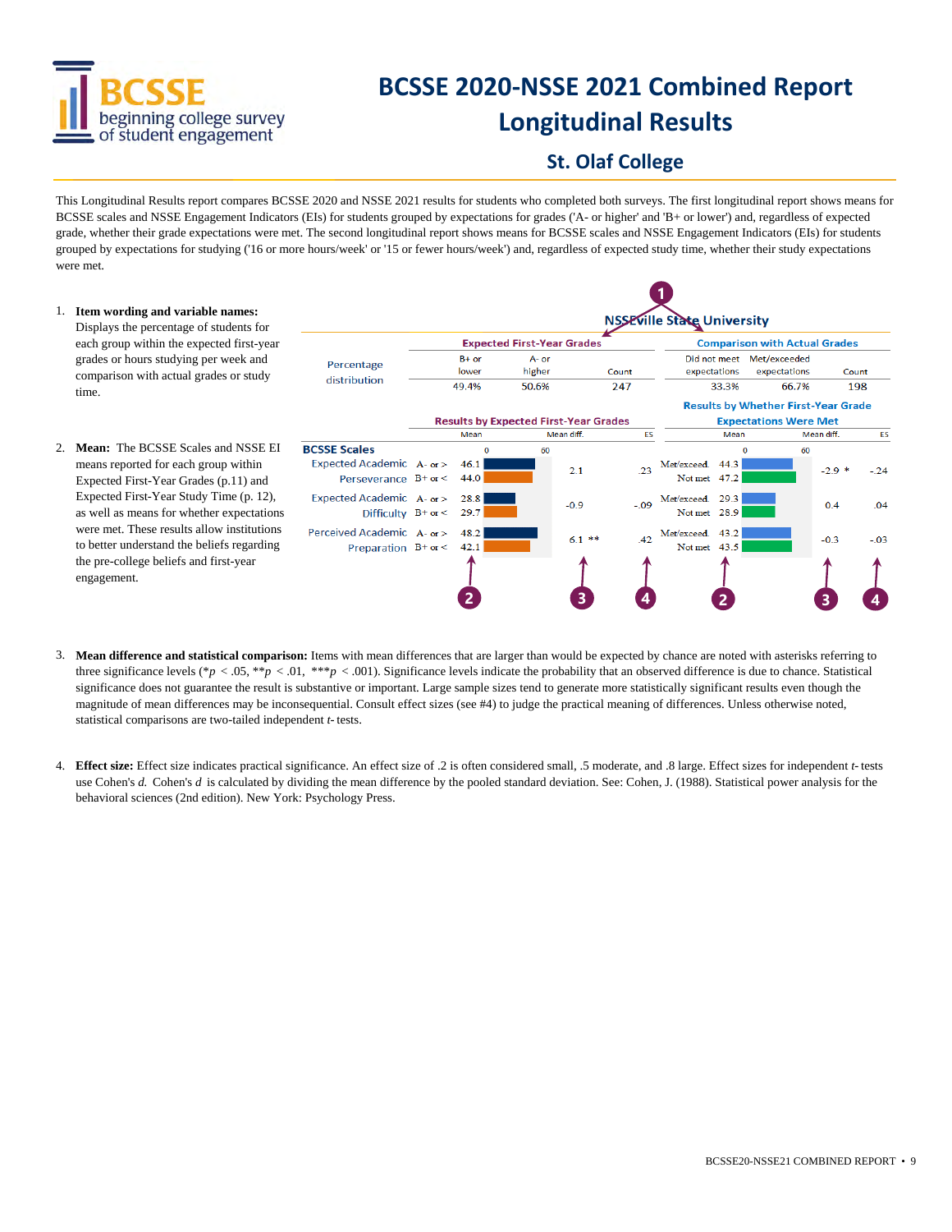# BCSSE 2020-NSSE 2021 Combined Report
# Longitudinal Results

## St. Olaf College

This Longitudinal Results report compares BCSSE 2020 and NSSE 2021 results for students who completed both surveys. The first longitudinal report shows means for BCSSE scales and NSSE Engagement Indicators (EIs) for students grouped by expectations for grades ('A- or higher' and 'B+ or lower') and, regardless of expected grade, whether their grade expectations were met. The second longitudinal report shows means for BCSSE scales and NSSE Engagement Indicators (EIs) for students grouped by expectations for studying ('16 or more hours/week' or '15 or fewer hours/week') and, regardless of expected study time, whether their study expectations were met.

1. **Item wording and variable names:** Displays the percentage of students for each group within the expected first-year grades or hours studying per week and comparison with actual grades or study time.

2. **Mean:** The BCSSE Scales and NSSE EI means reported for each group within Expected First-Year Grades (p.11) and Expected First-Year Study Time (p. 12), as well as means for whether expectations were met. These results allow institutions to better understand the beliefs regarding the pre-college beliefs and first-year engagement.

**NSSEville State University**

| | Expected First-Year Grades | | | Comparison with Actual Grades | | |
|---|---|---|---|---|---|---|
| | B+ or lower | A- or higher | Count | Did not meet expectations | Met/exceeded expectations | Count |
| Percentage distribution | 49.4% | 50.6% | 247 | 33.3% | 66.7% | 198 |

| | Results by Expected First-Year Grades | | | | Results by Whether First-Year Grade Expectations Were Met | | | |
|---|---|---|---|---|---|---|---|---|
| **BCSSE Scales** | | Mean | Mean diff. | ES | | Mean | Mean diff. | ES |
| Expected Academic Perseverance | A- or > | 46.1 | 2.1 | .23 | Met/exceed | 44.3 | -2.9 * | -.24 |
| | B+ or < | 44.0 | | | Not met | 47.2 | | |
| Expected Academic Difficulty | A- or > | 28.8 | -0.9 | -.09 | Met/exceed | 29.3 | 0.4 | .04 |
| | B+ or < | 29.7 | | | Not met | 28.9 | | |
| Perceived Academic Preparation | A- or > | 48.2 | 6.1 ** | .42 | Met/exceed | 43.2 | -0.3 | -.03 |
| | B+ or < | 42.1 | | | Not met | 43.5 | | |

3. **Mean difference and statistical comparison:** Items with mean differences that are larger than would be expected by chance are noted with asterisks referring to three significance levels (\*$p < .05$, \*\*$p < .01$, \*\*\*$p < .001$). Significance levels indicate the probability that an observed difference is due to chance. Statistical significance does not guarantee the result is substantive or important. Large sample sizes tend to generate more statistically significant results even though the magnitude of mean differences may be inconsequential. Consult effect sizes (see #4) to judge the practical meaning of differences. Unless otherwise noted, statistical comparisons are two-tailed independent *t*-tests.

4. **Effect size:** Effect size indicates practical significance. An effect size of .2 is often considered small, .5 moderate, and .8 large. Effect sizes for independent *t*-tests use Cohen's *d*. Cohen's *d* is calculated by dividing the mean difference by the pooled standard deviation. See: Cohen, J. (1988). Statistical power analysis for the behavioral sciences (2nd edition). New York: Psychology Press.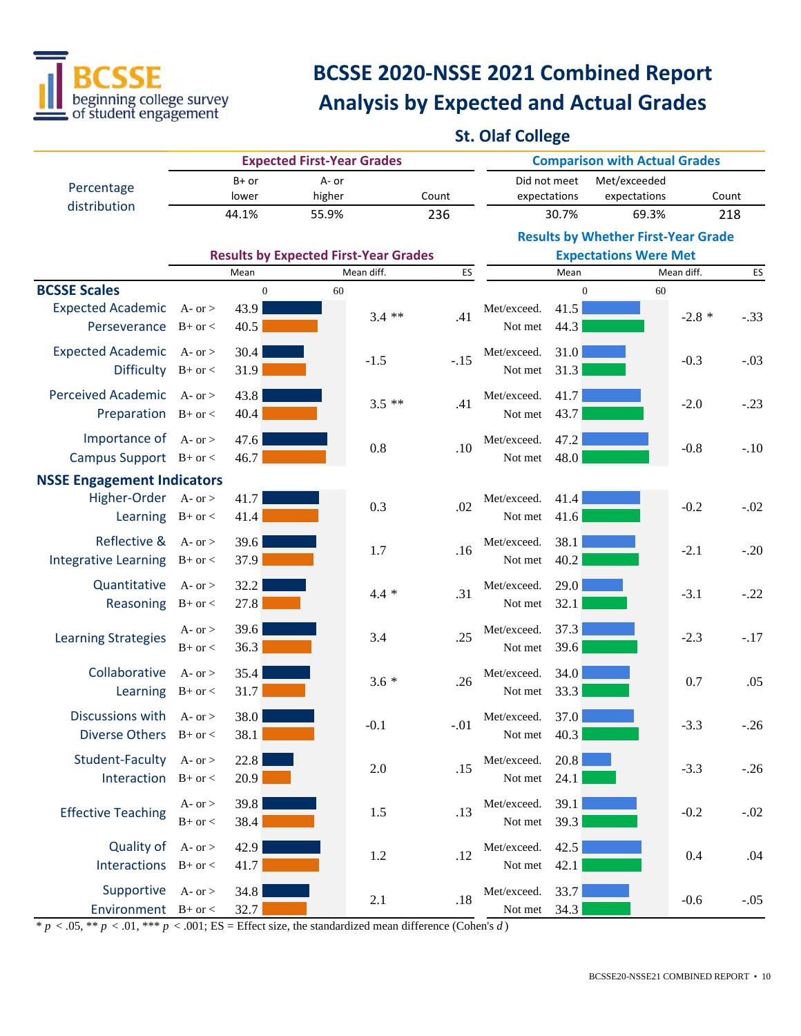# BCSSE 2020-NSSE 2021 Combined Report
## Analysis by Expected and Actual Grades
### St. Olaf College

| Percentage distribution | Expected First-Year Grades: B+ or lower | Expected First-Year Grades: A- or higher | Count | Comparison with Actual Grades: Did not meet expectations | Comparison with Actual Grades: Met/exceeded expectations | Count |
|---|---|---|---|---|---|---|
| | 44.1% | 55.9% | 236 | 30.7% | 69.3% | 218 |

| | Results by Expected First-Year Grades | Mean | Mean diff. | ES | Results by Whether First-Year Grade Expectations Were Met | Mean | Mean diff. | ES |
|---|---|---|---|---|---|---|---|---|
| **BCSSE Scales** | | | | | | | | |
| Expected Academic Perseverance | A- or > | 43.9 | 3.4 ** | .41 | Met/exceed. | 41.5 | -2.8 * | -.33 |
| | B+ or < | 40.5 | | | Not met | 44.3 | | |
| Expected Academic Difficulty | A- or > | 30.4 | -1.5 | -.15 | Met/exceed. | 31.0 | -0.3 | -.03 |
| | B+ or < | 31.9 | | | Not met | 31.3 | | |
| Perceived Academic Preparation | A- or > | 43.8 | 3.5 ** | .41 | Met/exceed. | 41.7 | -2.0 | -.23 |
| | B+ or < | 40.4 | | | Not met | 43.7 | | |
| Importance of Campus Support | A- or > | 47.6 | 0.8 | .10 | Met/exceed. | 47.2 | -0.8 | -.10 |
| | B+ or < | 46.7 | | | Not met | 48.0 | | |
| **NSSE Engagement Indicators** | | | | | | | | |
| Higher-Order Learning | A- or > | 41.7 | 0.3 | .02 | Met/exceed. | 41.4 | -0.2 | -.02 |
| | B+ or < | 41.4 | | | Not met | 41.6 | | |
| Reflective & Integrative Learning | A- or > | 39.6 | 1.7 | .16 | Met/exceed. | 38.1 | -2.1 | -.20 |
| | B+ or < | 37.9 | | | Not met | 40.2 | | |
| Quantitative Reasoning | A- or > | 32.2 | 4.4 * | .31 | Met/exceed. | 29.0 | -3.1 | -.22 |
| | B+ or < | 27.8 | | | Not met | 32.1 | | |
| Learning Strategies | A- or > | 39.6 | 3.4 | .25 | Met/exceed. | 37.3 | -2.3 | -.17 |
| | B+ or < | 36.3 | | | Not met | 39.6 | | |
| Collaborative Learning | A- or > | 35.4 | 3.6 * | .26 | Met/exceed. | 34.0 | 0.7 | .05 |
| | B+ or < | 31.7 | | | Not met | 33.3 | | |
| Discussions with Diverse Others | A- or > | 38.0 | -0.1 | -.01 | Met/exceed. | 37.0 | -3.3 | -.26 |
| | B+ or < | 38.1 | | | Not met | 40.3 | | |
| Student-Faculty Interaction | A- or > | 22.8 | 2.0 | .15 | Met/exceed. | 20.8 | -3.3 | -.26 |
| | B+ or < | 20.9 | | | Not met | 24.1 | | |
| Effective Teaching | A- or > | 39.8 | 1.5 | .13 | Met/exceed. | 39.1 | -0.2 | -.02 |
| | B+ or < | 38.4 | | | Not met | 39.3 | | |
| Quality of Interactions | A- or > | 42.9 | 1.2 | .12 | Met/exceed. | 42.5 | 0.4 | .04 |
| | B+ or < | 41.7 | | | Not met | 42.1 | | |
| Supportive Environment | A- or > | 34.8 | 2.1 | .18 | Met/exceed. | 33.7 | -0.6 | -.05 |
| | B+ or < | 32.7 | | | Not met | 34.3 | | |

\* $p < .05$, ** $p < .01$, *** $p < .001$; ES = Effect size, the standardized mean difference (Cohen's *d*)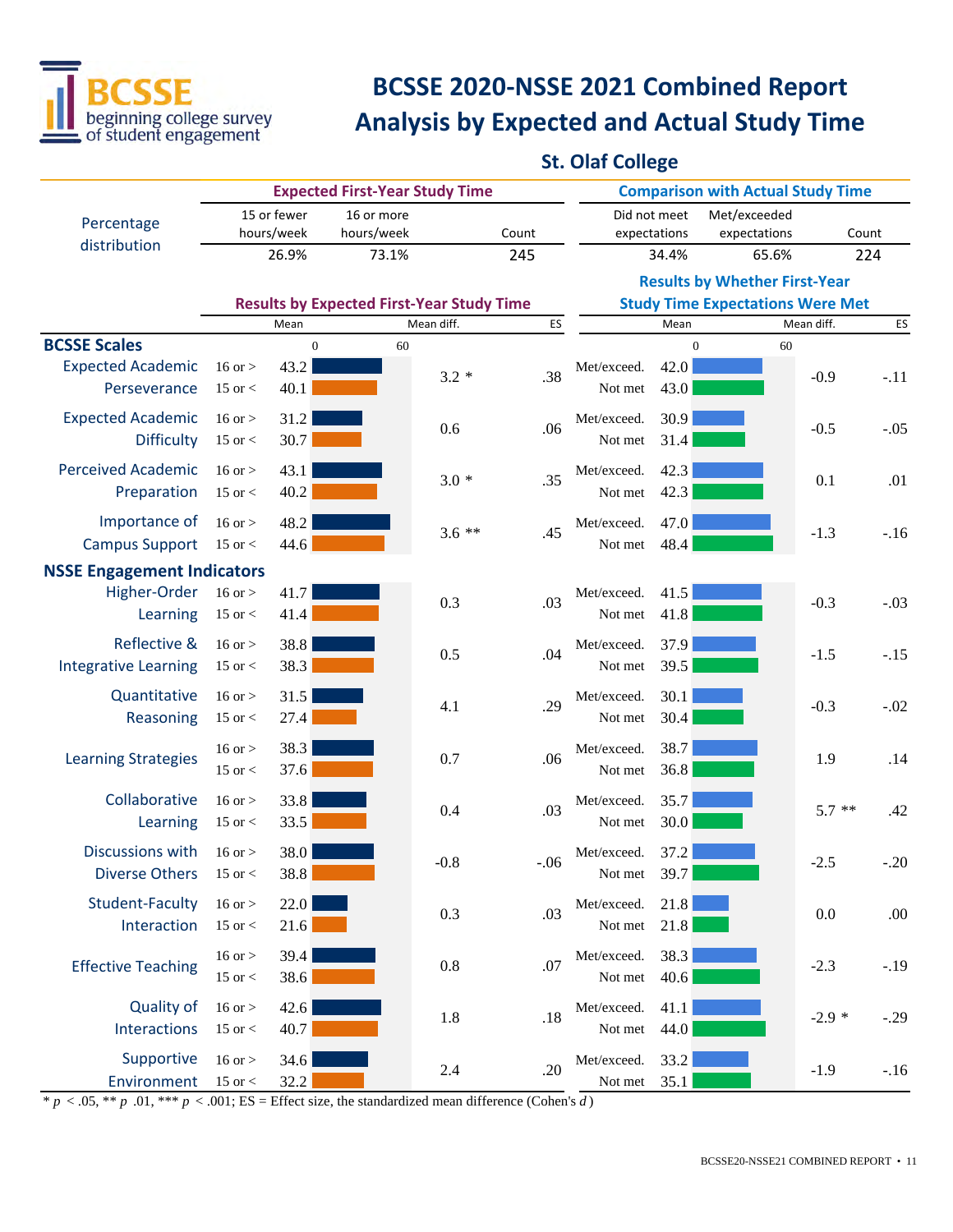# BCSSE 2020-NSSE 2021 Combined Report
## Analysis by Expected and Actual Study Time

### St. Olaf College

| Percentage distribution | Expected First-Year Study Time: 15 or fewer hours/week | 16 or more hours/week | Count | Comparison with Actual Study Time: Did not meet expectations | Met/exceeded expectations | Count |
|---|---|---|---|---|---|---|
| | 26.9% | 73.1% | 245 | 34.4% | 65.6% | 224 |

| | Results by Expected First-Year Study Time | | | | Results by Whether First-Year Study Time Expectations Were Met | | | |
|---|---|---|---|---|---|---|---|---|
| | | Mean | Mean diff. | ES | | Mean | Mean diff. | ES |
| **BCSSE Scales** | | | | | | | | |
| Expected Academic Perseverance | 16 or > | 43.2 | 3.2 * | .38 | Met/exceed. | 42.0 | -0.9 | -.11 |
| | 15 or < | 40.1 | | | Not met | 43.0 | | |
| Expected Academic Difficulty | 16 or > | 31.2 | 0.6 | .06 | Met/exceed. | 30.9 | -0.5 | -.05 |
| | 15 or < | 30.7 | | | Not met | 31.4 | | |
| Perceived Academic Preparation | 16 or > | 43.1 | 3.0 * | .35 | Met/exceed. | 42.3 | 0.1 | .01 |
| | 15 or < | 40.2 | | | Not met | 42.3 | | |
| Importance of Campus Support | 16 or > | 48.2 | 3.6 ** | .45 | Met/exceed. | 47.0 | -1.3 | -.16 |
| | 15 or < | 44.6 | | | Not met | 48.4 | | |
| **NSSE Engagement Indicators** | | | | | | | | |
| Higher-Order Learning | 16 or > | 41.7 | 0.3 | .03 | Met/exceed. | 41.5 | -0.3 | -.03 |
| | 15 or < | 41.4 | | | Not met | 41.8 | | |
| Reflective & Integrative Learning | 16 or > | 38.8 | 0.5 | .04 | Met/exceed. | 37.9 | -1.5 | -.15 |
| | 15 or < | 38.3 | | | Not met | 39.5 | | |
| Quantitative Reasoning | 16 or > | 31.5 | 4.1 | .29 | Met/exceed. | 30.1 | -0.3 | -.02 |
| | 15 or < | 27.4 | | | Not met | 30.4 | | |
| Learning Strategies | 16 or > | 38.3 | 0.7 | .06 | Met/exceed. | 38.7 | 1.9 | .14 |
| | 15 or < | 37.6 | | | Not met | 36.8 | | |
| Collaborative Learning | 16 or > | 33.8 | 0.4 | .03 | Met/exceed. | 35.7 | 5.7 ** | .42 |
| | 15 or < | 33.5 | | | Not met | 30.0 | | |
| Discussions with Diverse Others | 16 or > | 38.0 | -0.8 | -.06 | Met/exceed. | 37.2 | -2.5 | -.20 |
| | 15 or < | 38.8 | | | Not met | 39.7 | | |
| Student-Faculty Interaction | 16 or > | 22.0 | 0.3 | .03 | Met/exceed. | 21.8 | 0.0 | .00 |
| | 15 or < | 21.6 | | | Not met | 21.8 | | |
| Effective Teaching | 16 or > | 39.4 | 0.8 | .07 | Met/exceed. | 38.3 | -2.3 | -.19 |
| | 15 or < | 38.6 | | | Not met | 40.6 | | |
| Quality of Interactions | 16 or > | 42.6 | 1.8 | .18 | Met/exceed. | 41.1 | -2.9 * | -.29 |
| | 15 or < | 40.7 | | | Not met | 44.0 | | |
| Supportive Environment | 16 or > | 34.6 | 2.4 | .20 | Met/exceed. | 33.2 | -1.9 | -.16 |
| | 15 or < | 32.2 | | | Not met | 35.1 | | |

\* $p < .05$, ** $p$ .01, *** $p < .001$; ES = Effect size, the standardized mean difference (Cohen's *d*)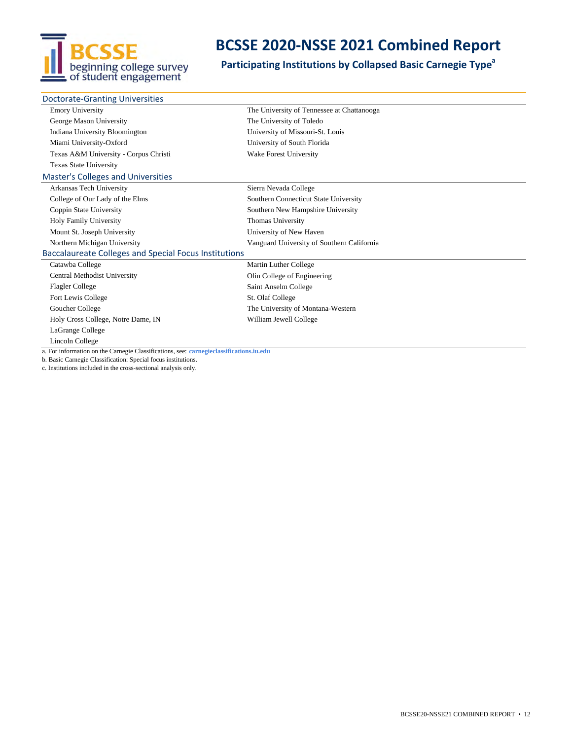# BCSSE 2020-NSSE 2021 Combined Report

## Participating Institutions by Collapsed Basic Carnegie Type[a]

### Doctorate-Granting Universities

- Emory University
- George Mason University
- Indiana University Bloomington
- Miami University-Oxford
- Texas A&M University - Corpus Christi
- Texas State University
- The University of Tennessee at Chattanooga
- The University of Toledo
- University of Missouri-St. Louis
- University of South Florida
- Wake Forest University

### Master's Colleges and Universities

- Arkansas Tech University
- College of Our Lady of the Elms
- Coppin State University
- Holy Family University
- Mount St. Joseph University
- Northern Michigan University
- Sierra Nevada College
- Southern Connecticut State University
- Southern New Hampshire University
- Thomas University
- University of New Haven
- Vanguard University of Southern California

### Baccalaureate Colleges and Special Focus Institutions

- Catawba College
- Central Methodist University
- Flagler College
- Fort Lewis College
- Goucher College
- Holy Cross College, Notre Dame, IN
- LaGrange College
- Lincoln College
- Martin Luther College
- Olin College of Engineering
- Saint Anselm College
- St. Olaf College
- The University of Montana-Western
- William Jewell College

a. For information on the Carnegie Classifications, see: **carnegieclassifications.iu.edu**

b. Basic Carnegie Classification: Special focus institutions.

c. Institutions included in the cross-sectional analysis only.